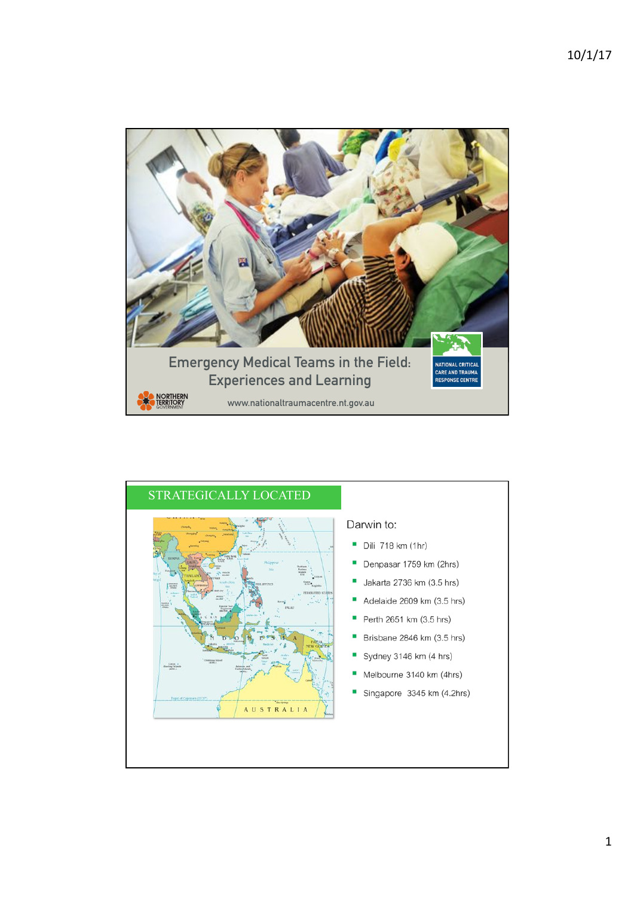# Emergency Medical Teams in the Field: Experiences and Learning

NATIONAL CRITICAL CARE AND TRAUMA RESPONSE CENTRE

NORTHERN TERRITORY GOVERNMENT

www.nationaltraumacentre.nt.gov.au

## STRATEGICALLY LOCATED

Darwin to:

- Dili 718 km (1hr)
- Denpasar 1759 km (2hrs)
- Jakarta 2736 km (3.5 hrs)
- Adelaide 2609 km (3.5 hrs)
- Perth 2651 km (3.5 hrs)
- Brisbane 2846 km (3.5 hrs)
- Sydney 3146 km (4 hrs)
- Melbourne 3140 km (4hrs)
- Singapore 3345 km (4.2hrs)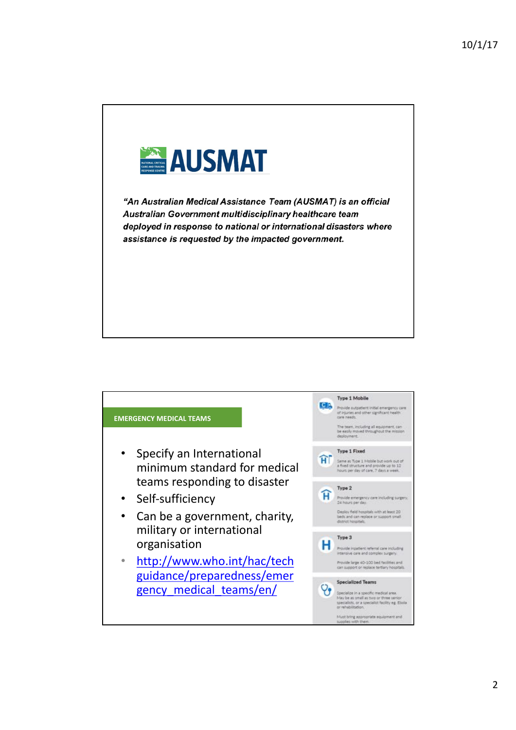# AUSMAT

NATIONAL CRITICAL CARE AND TRAUMA RESPONSE CENTRE

***"An Australian Medical Assistance Team (AUSMAT) is an official Australian Government multidisciplinary healthcare team deployed in response to national or international disasters where assistance is requested by the impacted government.***

## EMERGENCY MEDICAL TEAMS

- Specify an International minimum standard for medical teams responding to disaster
- Self-sufficiency
- Can be a government, charity, military or international organisation
- [http://www.who.int/hac/techguidance/preparedness/emergency_medical_teams/en/](http://www.who.int/hac/techguidance/preparedness/emergency_medical_teams/en/)

**Type 1 Mobile**

Provide outpatient initial emergency care of injuries and other significant health care needs.

The team, including all equipment, can be easily moved throughout the mission deployment.

**Type 1 Fixed**

Same as Type 1 Mobile but work out of a fixed structure and provide up to 12 hours per day of care, 7 days a week.

**Type 2**

Provide emergency care including surgery, 24 hours per day.

Deploy field hospitals with at least 20 beds and can replace or support small district hospitals.

**Type 3**

Provide inpatient referral care including intensive care and complex surgery.

Provide large 40-100 bed facilities and can support or replace tertiary hospitals.

**Specialized Teams**

Specialize in a specific medical area. May be as small as two or three senior specialists, or a specialist facility eg. Ebola or rehabilitation.

Must bring appropriate equipment and supplies with them.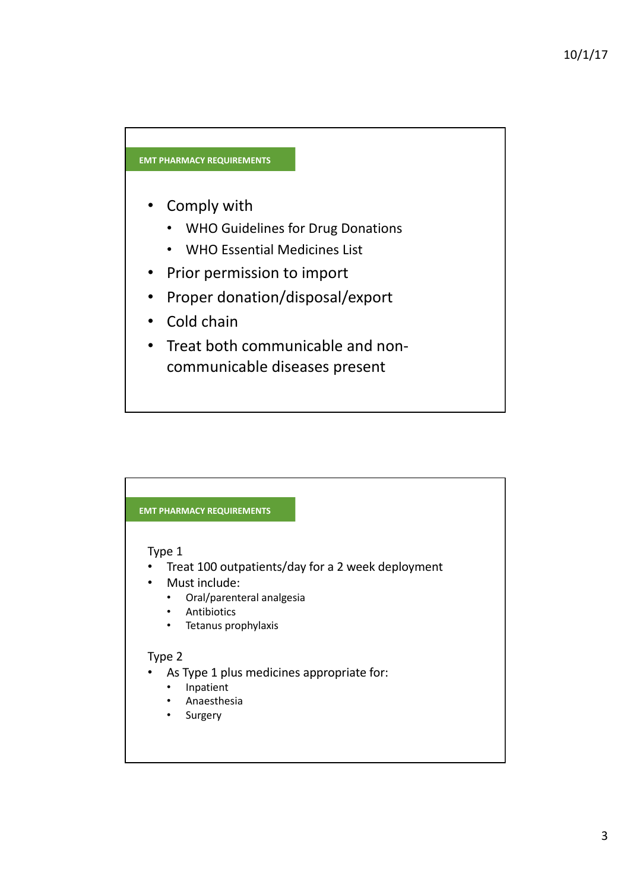## EMT PHARMACY REQUIREMENTS

- Comply with
  - WHO Guidelines for Drug Donations
  - WHO Essential Medicines List
- Prior permission to import
- Proper donation/disposal/export
- Cold chain
- Treat both communicable and non-communicable diseases present

## EMT PHARMACY REQUIREMENTS

Type 1

- Treat 100 outpatients/day for a 2 week deployment
- Must include:
  - Oral/parenteral analgesia
  - Antibiotics
  - Tetanus prophylaxis

Type 2

- As Type 1 plus medicines appropriate for:
  - Inpatient
  - Anaesthesia
  - Surgery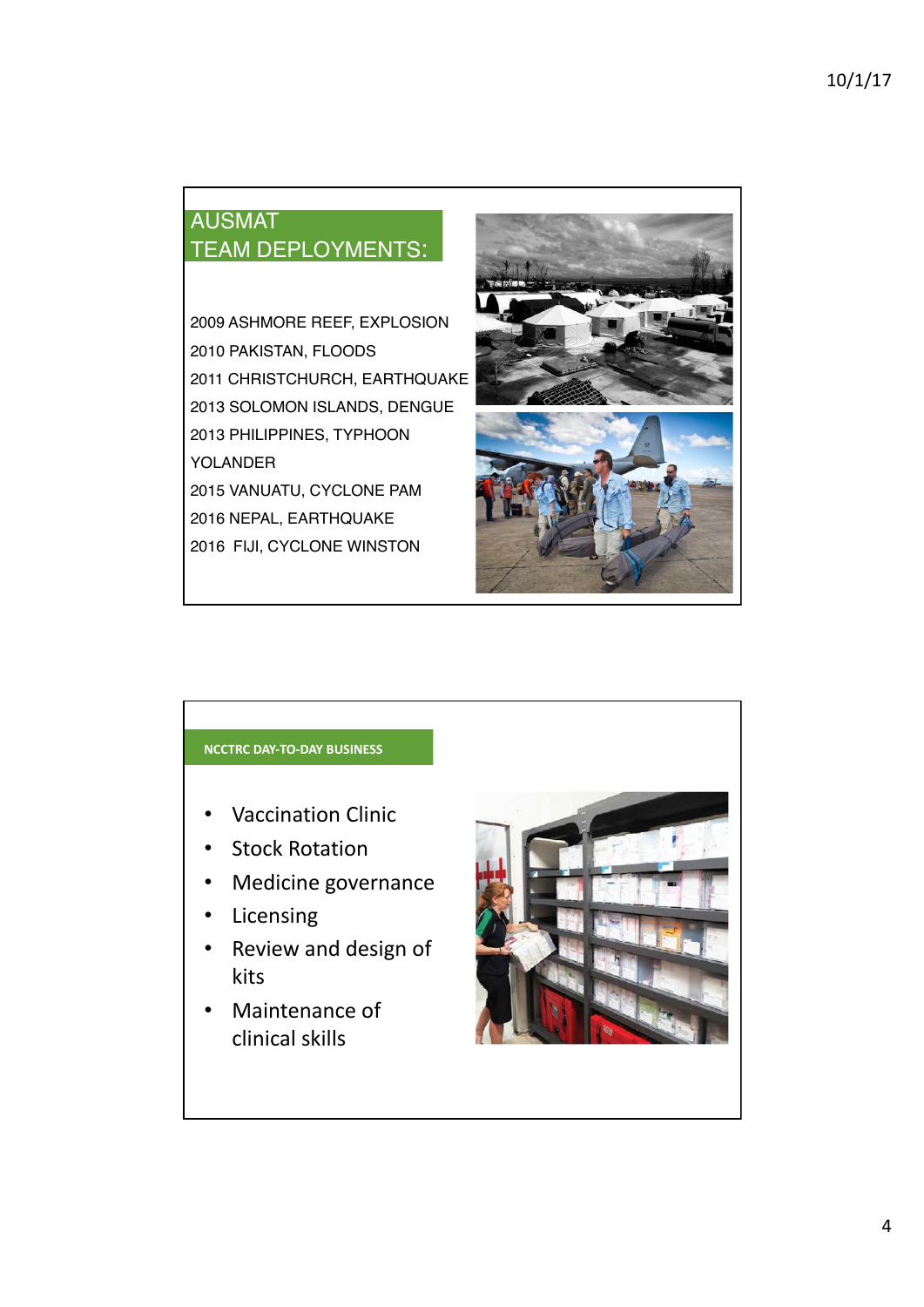## AUSMAT TEAM DEPLOYMENTS:

2009 ASHMORE REEF, EXPLOSION
2010 PAKISTAN, FLOODS
2011 CHRISTCHURCH, EARTHQUAKE
2013 SOLOMON ISLANDS, DENGUE
2013 PHILIPPINES, TYPHOON YOLANDER
2015 VANUATU, CYCLONE PAM
2016 NEPAL, EARTHQUAKE
2016 FIJI, CYCLONE WINSTON

## NCCTRC DAY-TO-DAY BUSINESS

- Vaccination Clinic
- Stock Rotation
- Medicine governance
- Licensing
- Review and design of kits
- Maintenance of clinical skills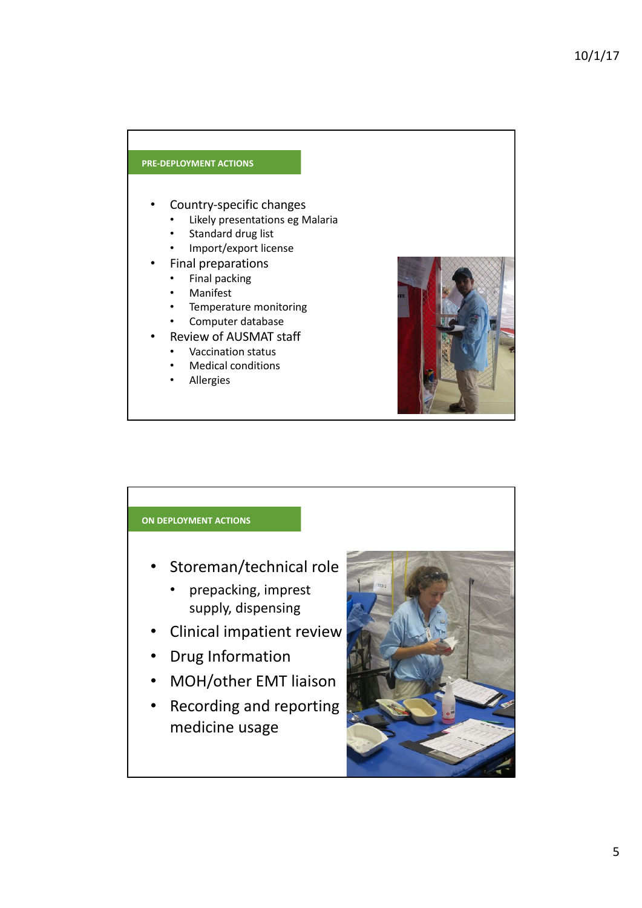## PRE-DEPLOYMENT ACTIONS

- Country-specific changes
  - Likely presentations eg Malaria
  - Standard drug list
  - Import/export license
- Final preparations
  - Final packing
  - Manifest
  - Temperature monitoring
  - Computer database
- Review of AUSMAT staff
  - Vaccination status
  - Medical conditions
  - Allergies

## ON DEPLOYMENT ACTIONS

- Storeman/technical role
  - prepacking, imprest supply, dispensing
- Clinical impatient review
- Drug Information
- MOH/other EMT liaison
- Recording and reporting medicine usage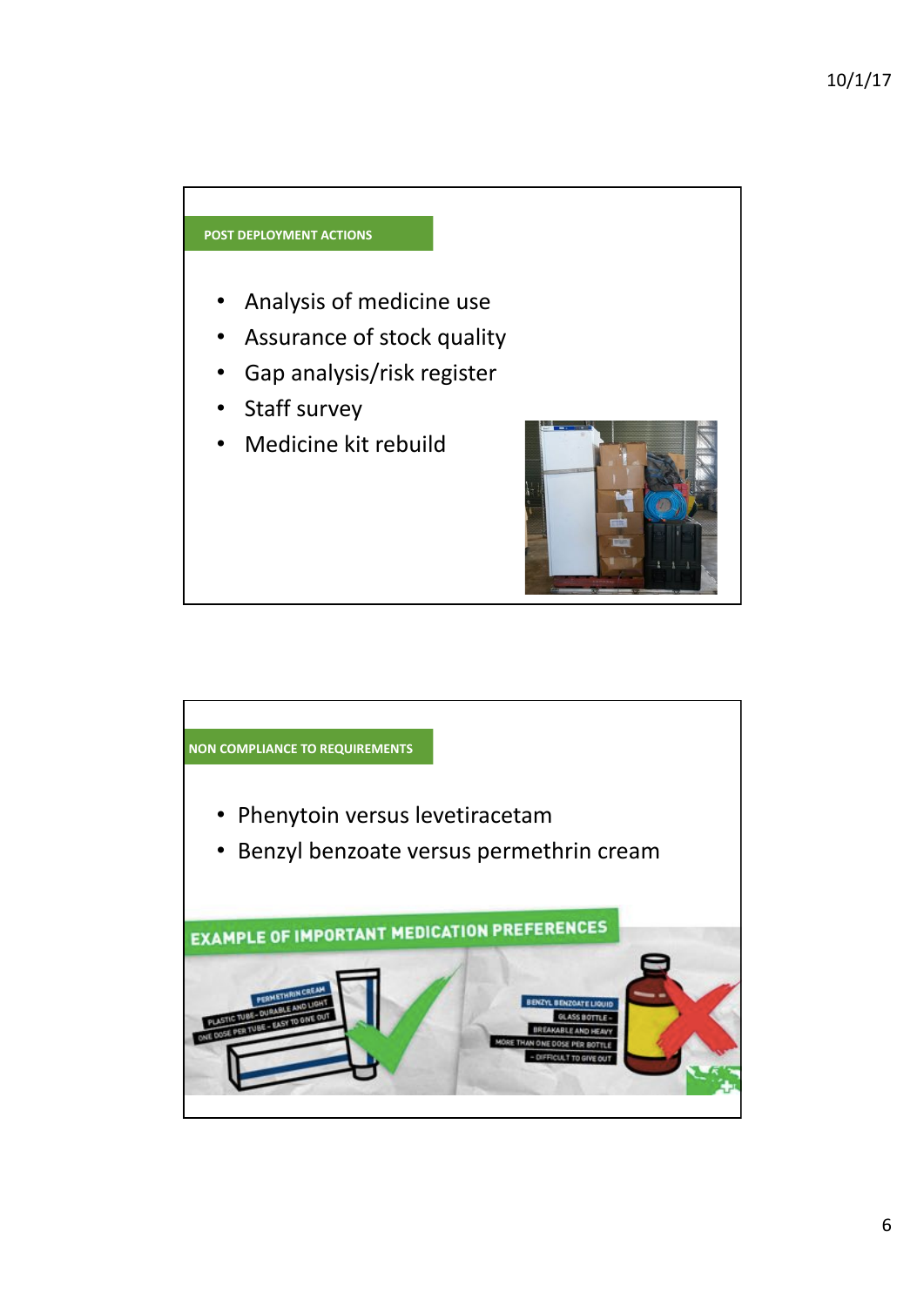## POST DEPLOYMENT ACTIONS

- Analysis of medicine use
- Assurance of stock quality
- Gap analysis/risk register
- Staff survey
- Medicine kit rebuild

## NON COMPLIANCE TO REQUIREMENTS

- Phenytoin versus levetiracetam
- Benzyl benzoate versus permethrin cream

EXAMPLE OF IMPORTANT MEDICATION PREFERENCES

PERMETHRIN CREAM
PLASTIC TUBE - DURABLE AND LIGHT
ONE DOSE PER TUBE - EASY TO GIVE OUT

BENZYL BENZOATE LIQUID
GLASS BOTTLE -
BREAKABLE AND HEAVY
MORE THAN ONE DOSE PER BOTTLE
- DIFFICULT TO GIVE OUT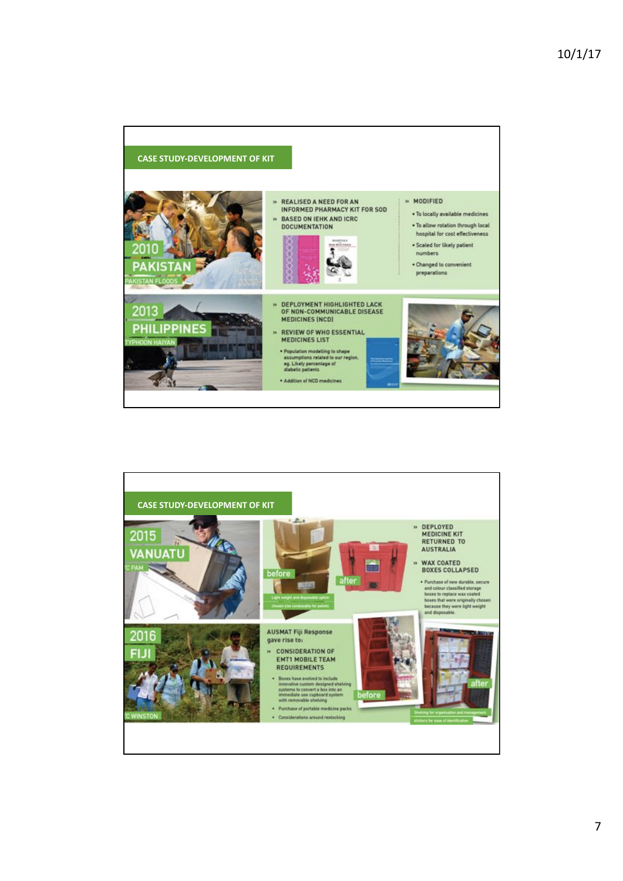## CASE STUDY-DEVELOPMENT OF KIT

**2010 PAKISTAN**
PAKISTAN FLOODS

- REALISED A NEED FOR AN INFORMED PHARMACY KIT FOR SOD
- BASED ON IEHK AND ICRC DOCUMENTATION

- MODIFIED
  - To locally available medicines
  - To allow rotation through local hospital for cost effectiveness
  - Scaled for likely patient numbers
  - Changed to convenient preparations

**2013 PHILIPPINES**
TYPHOON HAIYAN

- DEPLOYMENT HIGHLIGHTED LACK OF NON-COMMUNICABLE DISEASE MEDICINES (NCD)
- REVIEW OF WHO ESSENTIAL MEDICINES LIST
  - Population modelling to shape assumptions related to our region, eg. Likely percentage of diabetic patients
  - Addition of NCD medicines

## CASE STUDY-DEVELOPMENT OF KIT

**2015 VANUATU**
TC PAM

before / after

Light weight and disposable option chosen size conducive for pallets

- DEPLOYED MEDICINE KIT RETURNED TO AUSTRALIA
- WAX COATED BOXES COLLAPSED
  - Purchase of new durable, secure and colour classified storage boxes to replace wax coated boxes that were originally chosen because they were light weight and disposable.

**2016 FIJI**
TC WINSTON

AUSMAT Fiji Response gave rise to:

- CONSIDERATION OF EMT1 MOBILE TEAM REQUIREMENTS
  - Boxes have evolved to include innovative custom designed shelving systems to convert a box into an immediate use cupboard system with removable shelving
  - Purchase of portable medicine packs
  - Considerations around restocking

before / after

Shelving for organisation and management
stickers for ease of identification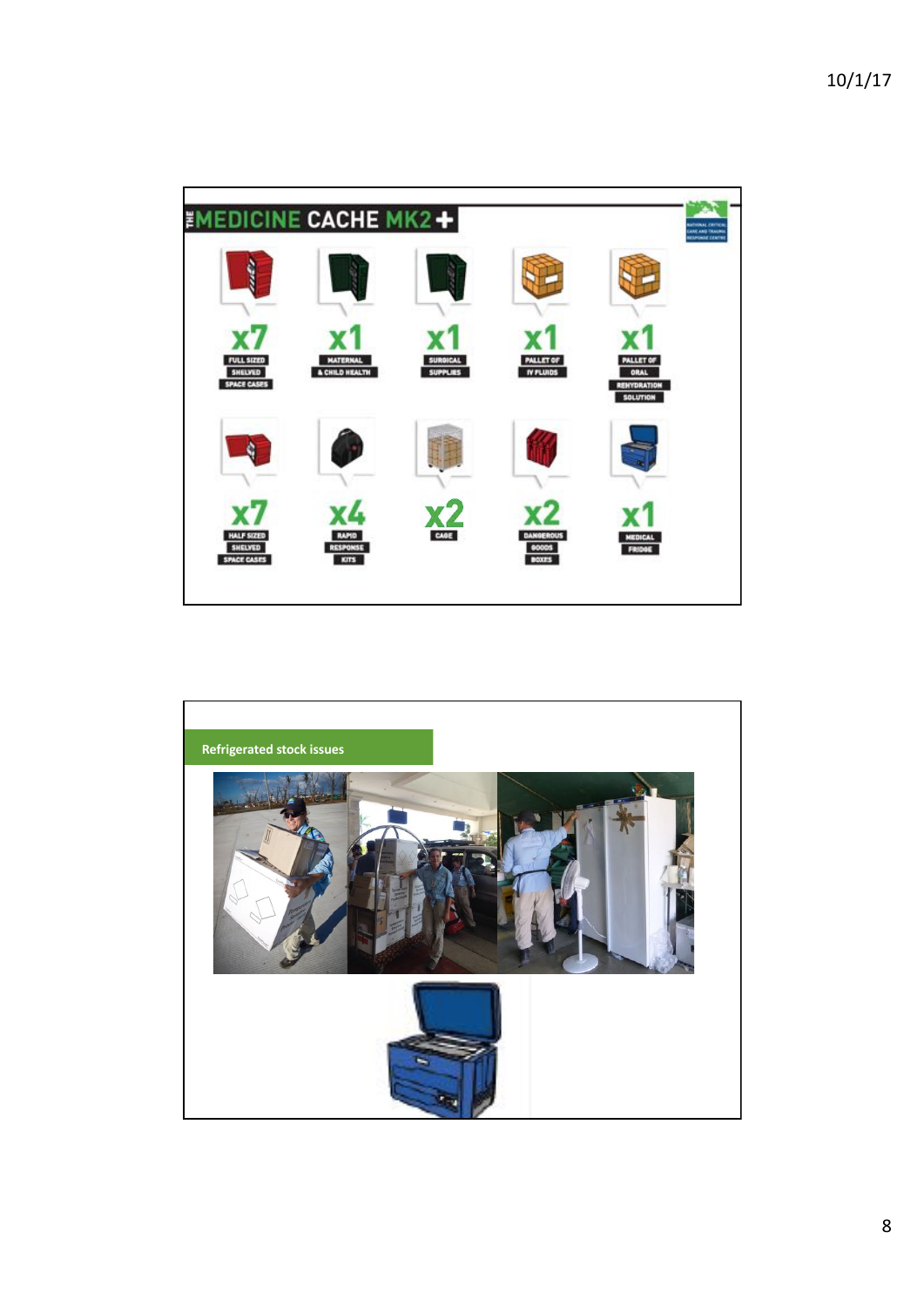## THE MEDICINE CACHE MK2 +

- x7 FULL SIZED SHELVED SPACE CASES
- x1 MATERNAL & CHILD HEALTH
- x1 SURGICAL SUPPLIES
- x1 PALLET OF IV FLUIDS
- x1 PALLET OF ORAL REHYDRATION SOLUTION
- x7 HALF SIZED SHELVED SPACE CASES
- x4 RAPID RESPONSE KITS
- x2 CAGE
- x2 DANGEROUS GOODS BOXES
- x1 MEDICAL FRIDGE

## Refrigerated stock issues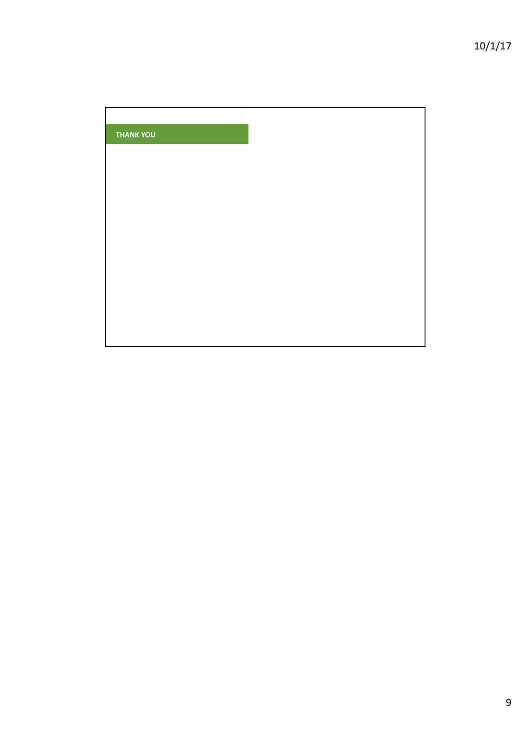## THANK YOU